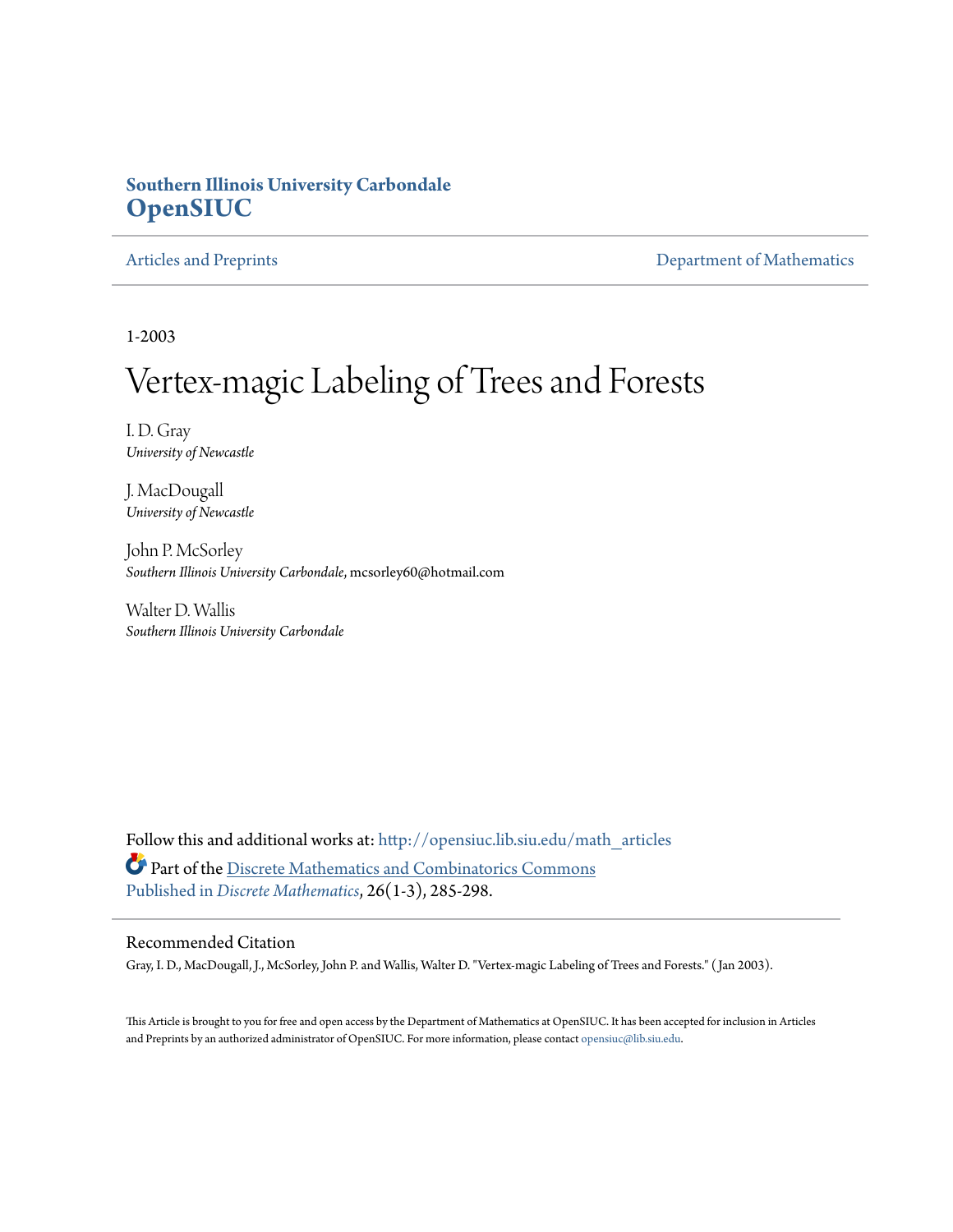**Southern Illinois University Carbondale**
**OpenSIUC**

Articles and Preprints | Department of Mathematics

1-2003

# Vertex-magic Labeling of Trees and Forests

I. D. Gray
*University of Newcastle*

J. MacDougall
*University of Newcastle*

John P. McSorley
*Southern Illinois University Carbondale*, mcsorley60@hotmail.com

Walter D. Wallis
*Southern Illinois University Carbondale*

Follow this and additional works at: http://opensiuc.lib.siu.edu/math_articles

Part of the Discrete Mathematics and Combinatorics Commons

Published in *Discrete Mathematics*, 26(1-3), 285-298.

## Recommended Citation

Gray, I. D., MacDougall, J., McSorley, John P. and Wallis, Walter D. "Vertex-magic Labeling of Trees and Forests." ( Jan 2003).

This Article is brought to you for free and open access by the Department of Mathematics at OpenSIUC. It has been accepted for inclusion in Articles and Preprints by an authorized administrator of OpenSIUC. For more information, please contact opensiuc@lib.siu.edu.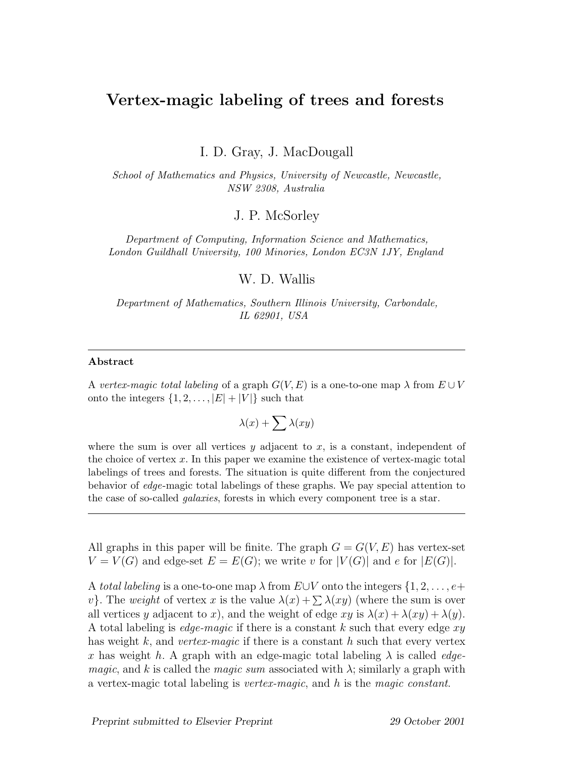# Vertex-magic labeling of trees and forests

I. D. Gray, J. MacDougall

*School of Mathematics and Physics, University of Newcastle, Newcastle, NSW 2308, Australia*

J. P. McSorley

*Department of Computing, Information Science and Mathematics, London Guildhall University, 100 Minories, London EC3N 1JY, England*

W. D. Wallis

*Department of Mathematics, Southern Illinois University, Carbondale, IL 62901, USA*

---

**Abstract**

A *vertex-magic total labeling* of a graph $G(V, E)$ is a one-to-one map $\lambda$ from $E \cup V$ onto the integers $\{1, 2, \ldots, |E| + |V|\}$ such that

$$\lambda(x) + \sum \lambda(xy)$$

where the sum is over all vertices $y$ adjacent to $x$, is a constant, independent of the choice of vertex $x$. In this paper we examine the existence of vertex-magic total labelings of trees and forests. The situation is quite different from the conjectured behavior of *edge*-magic total labelings of these graphs. We pay special attention to the case of so-called *galaxies*, forests in which every component tree is a star.

---

All graphs in this paper will be finite. The graph $G = G(V, E)$ has vertex-set $V = V(G)$ and edge-set $E = E(G)$; we write $v$ for $|V(G)|$ and $e$ for $|E(G)|$.

A *total labeling* is a one-to-one map $\lambda$ from $E \cup V$ onto the integers $\{1, 2, \ldots, e + v\}$. The *weight* of vertex $x$ is the value $\lambda(x) + \sum \lambda(xy)$ (where the sum is over all vertices $y$ adjacent to $x$), and the weight of edge $xy$ is $\lambda(x) + \lambda(xy) + \lambda(y)$. A total labeling is *edge-magic* if there is a constant $k$ such that every edge $xy$ has weight $k$, and *vertex-magic* if there is a constant $h$ such that every vertex $x$ has weight $h$. A graph with an edge-magic total labeling $\lambda$ is called *edge-magic*, and $k$ is called the *magic sum* associated with $\lambda$; similarly a graph with a vertex-magic total labeling is *vertex-magic*, and $h$ is the *magic constant*.

Preprint submitted to Elsevier Preprint 29 October 2001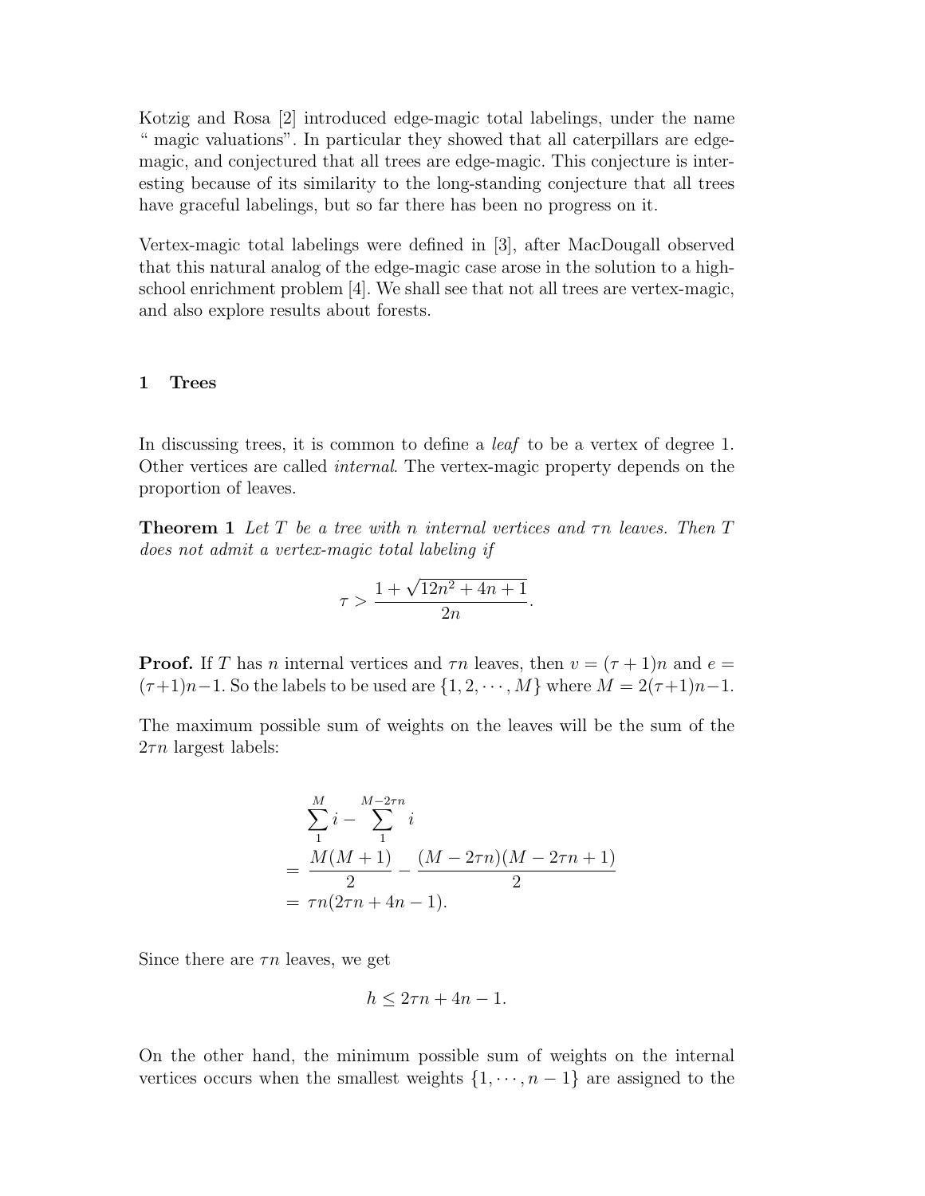Kotzig and Rosa [2] introduced edge-magic total labelings, under the name " magic valuations". In particular they showed that all caterpillars are edge-magic, and conjectured that all trees are edge-magic. This conjecture is interesting because of its similarity to the long-standing conjecture that all trees have graceful labelings, but so far there has been no progress on it.

Vertex-magic total labelings were defined in [3], after MacDougall observed that this natural analog of the edge-magic case arose in the solution to a high-school enrichment problem [4]. We shall see that not all trees are vertex-magic, and also explore results about forests.

## 1 Trees

In discussing trees, it is common to define a *leaf* to be a vertex of degree 1. Other vertices are called *internal*. The vertex-magic property depends on the proportion of leaves.

**Theorem 1** *Let $T$ be a tree with $n$ internal vertices and $\tau n$ leaves. Then $T$ does not admit a vertex-magic total labeling if*

$$\tau > \frac{1 + \sqrt{12n^2 + 4n + 1}}{2n}.$$

**Proof.** If $T$ has $n$ internal vertices and $\tau n$ leaves, then $v = (\tau + 1)n$ and $e = (\tau+1)n-1$. So the labels to be used are $\{1, 2, \cdots, M\}$ where $M = 2(\tau+1)n-1$.

The maximum possible sum of weights on the leaves will be the sum of the $2\tau n$ largest labels:

$$\begin{aligned}
& \sum_{1}^{M} i - \sum_{1}^{M-2\tau n} i \\
= & \frac{M(M+1)}{2} - \frac{(M-2\tau n)(M-2\tau n+1)}{2} \\
= & \tau n(2\tau n + 4n - 1).
\end{aligned}$$

Since there are $\tau n$ leaves, we get

$$h \leq 2\tau n + 4n - 1.$$

On the other hand, the minimum possible sum of weights on the internal vertices occurs when the smallest weights $\{1, \cdots, n-1\}$ are assigned to the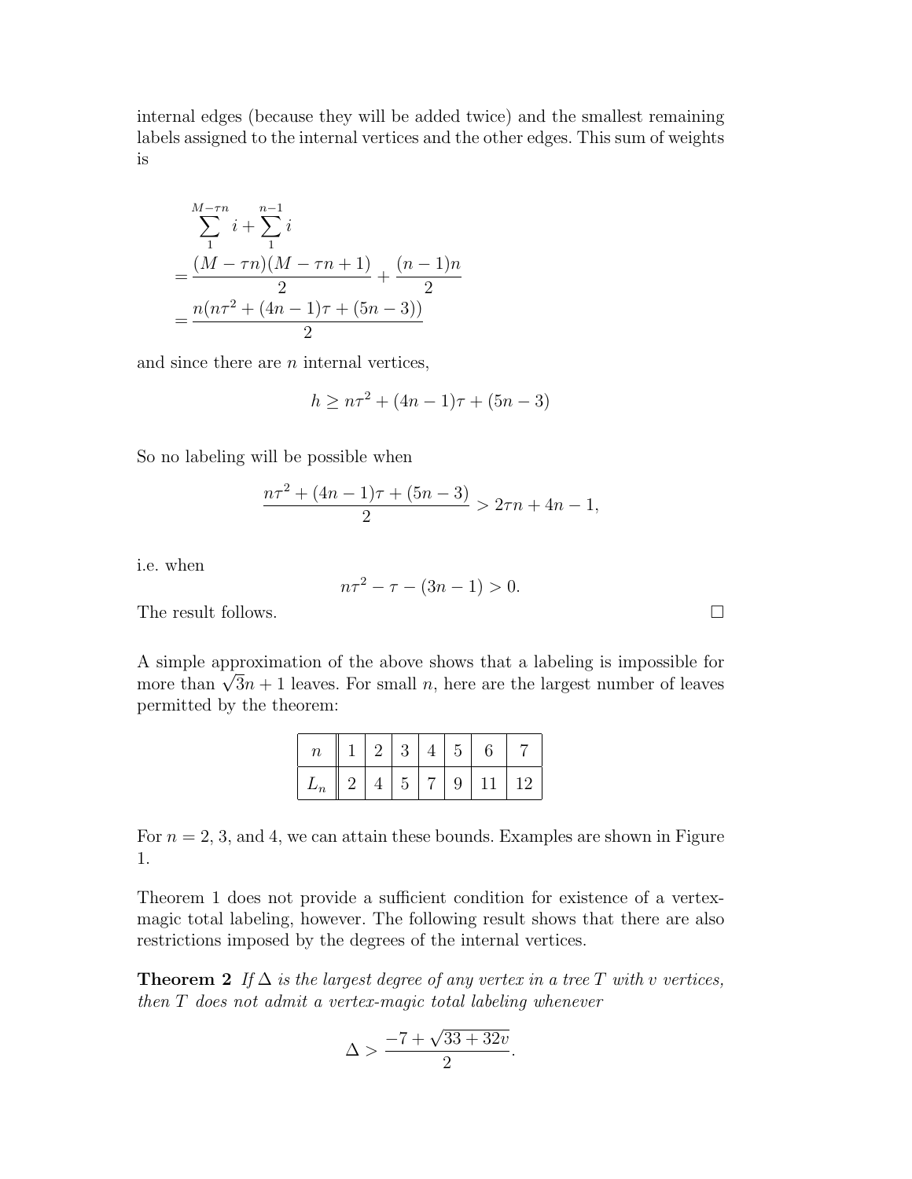internal edges (because they will be added twice) and the smallest remaining labels assigned to the internal vertices and the other edges. This sum of weights is

$$
\begin{aligned}
& \sum_{1}^{M-\tau n} i + \sum_{1}^{n-1} i \\
= & \frac{(M-\tau n)(M-\tau n+1)}{2} + \frac{(n-1)n}{2} \\
= & \frac{n(n\tau^2 + (4n-1)\tau + (5n-3))}{2}
\end{aligned}
$$

and since there are $n$ internal vertices,

$$
h \geq n\tau^2 + (4n-1)\tau + (5n-3)
$$

So no labeling will be possible when

$$
\frac{n\tau^2 + (4n-1)\tau + (5n-3)}{2} > 2\tau n + 4n - 1,
$$

i.e. when

$$
n\tau^2 - \tau - (3n-1) > 0.
$$

The result follows. $\square$

A simple approximation of the above shows that a labeling is impossible for more than $\sqrt{3}n + 1$ leaves. For small $n$, here are the largest number of leaves permitted by the theorem:

| $n$ | 1 | 2 | 3 | 4 | 5 | 6 | 7 |
|---|---|---|---|---|---|---|---|
| $L_n$ | 2 | 4 | 5 | 7 | 9 | 11 | 12 |

For $n = 2$, 3, and 4, we can attain these bounds. Examples are shown in Figure 1.

Theorem 1 does not provide a sufficient condition for existence of a vertex-magic total labeling, however. The following result shows that there are also restrictions imposed by the degrees of the internal vertices.

**Theorem 2** *If $\Delta$ is the largest degree of any vertex in a tree $T$ with $v$ vertices, then $T$ does not admit a vertex-magic total labeling whenever*

$$
\Delta > \frac{-7 + \sqrt{33 + 32v}}{2}.
$$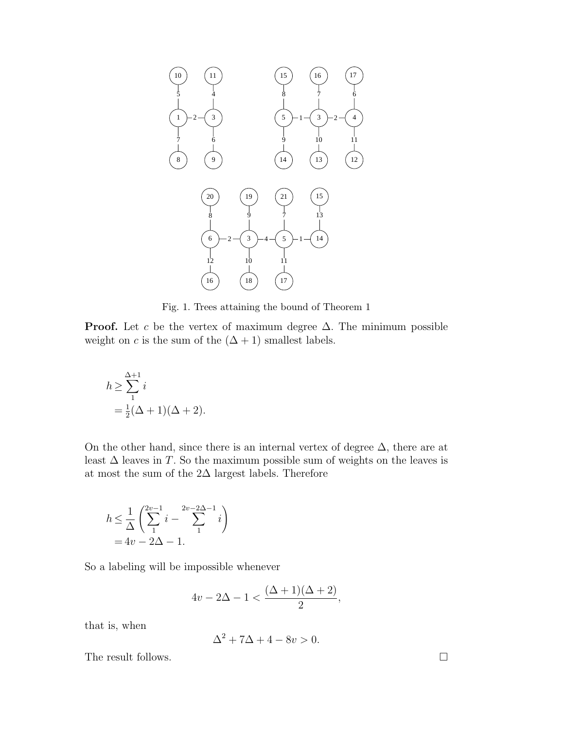Fig. 1. Trees attaining the bound of Theorem 1

**Proof.** Let $c$ be the vertex of maximum degree $\Delta$. The minimum possible weight on $c$ is the sum of the $(\Delta + 1)$ smallest labels.

$$
\begin{aligned}
h &\geq \sum_{1}^{\Delta+1} i \\
&= \tfrac{1}{2}(\Delta + 1)(\Delta + 2).
\end{aligned}
$$

On the other hand, since there is an internal vertex of degree $\Delta$, there are at least $\Delta$ leaves in $T$. So the maximum possible sum of weights on the leaves is at most the sum of the $2\Delta$ largest labels. Therefore

$$
\begin{aligned}
h &\leq \frac{1}{\Delta}\left(\sum_{1}^{2v-1} i - \sum_{1}^{2v-2\Delta-1} i\right) \\
&= 4v - 2\Delta - 1.
\end{aligned}
$$

So a labeling will be impossible whenever

$$
4v - 2\Delta - 1 < \frac{(\Delta + 1)(\Delta + 2)}{2},
$$

that is, when

$$
\Delta^2 + 7\Delta + 4 - 8v > 0.
$$

The result follows. $\square$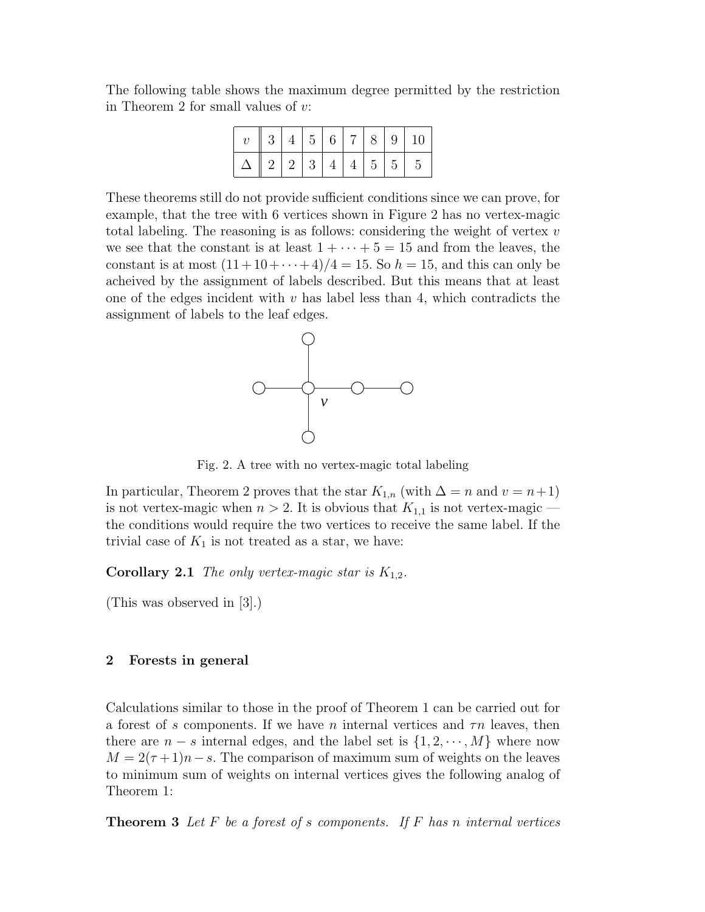The following table shows the maximum degree permitted by the restriction in Theorem 2 for small values of $v$:

| $v$ | 3 | 4 | 5 | 6 | 7 | 8 | 9 | 10 |
|---|---|---|---|---|---|---|---|---|
| $\Delta$ | 2 | 2 | 3 | 4 | 4 | 5 | 5 | 5 |

These theorems still do not provide sufficient conditions since we can prove, for example, that the tree with 6 vertices shown in Figure 2 has no vertex-magic total labeling. The reasoning is as follows: considering the weight of vertex $v$ we see that the constant is at least $1 + \cdots + 5 = 15$ and from the leaves, the constant is at most $(11 + 10 + \cdots + 4)/4 = 15$. So $h = 15$, and this can only be acheived by the assignment of labels described. But this means that at least one of the edges incident with $v$ has label less than 4, which contradicts the assignment of labels to the leaf edges.

Fig. 2. A tree with no vertex-magic total labeling

In particular, Theorem 2 proves that the star $K_{1,n}$ (with $\Delta = n$ and $v = n+1$) is not vertex-magic when $n > 2$. It is obvious that $K_{1,1}$ is not vertex-magic — the conditions would require the two vertices to receive the same label. If the trivial case of $K_1$ is not treated as a star, we have:

**Corollary 2.1** *The only vertex-magic star is* $K_{1,2}$.

(This was observed in [3].)

## 2 Forests in general

Calculations similar to those in the proof of Theorem 1 can be carried out for a forest of $s$ components. If we have $n$ internal vertices and $\tau n$ leaves, then there are $n - s$ internal edges, and the label set is $\{1, 2, \cdots, M\}$ where now $M = 2(\tau + 1)n - s$. The comparison of maximum sum of weights on the leaves to minimum sum of weights on internal vertices gives the following analog of Theorem 1:

**Theorem 3** *Let $F$ be a forest of $s$ components. If $F$ has $n$ internal vertices*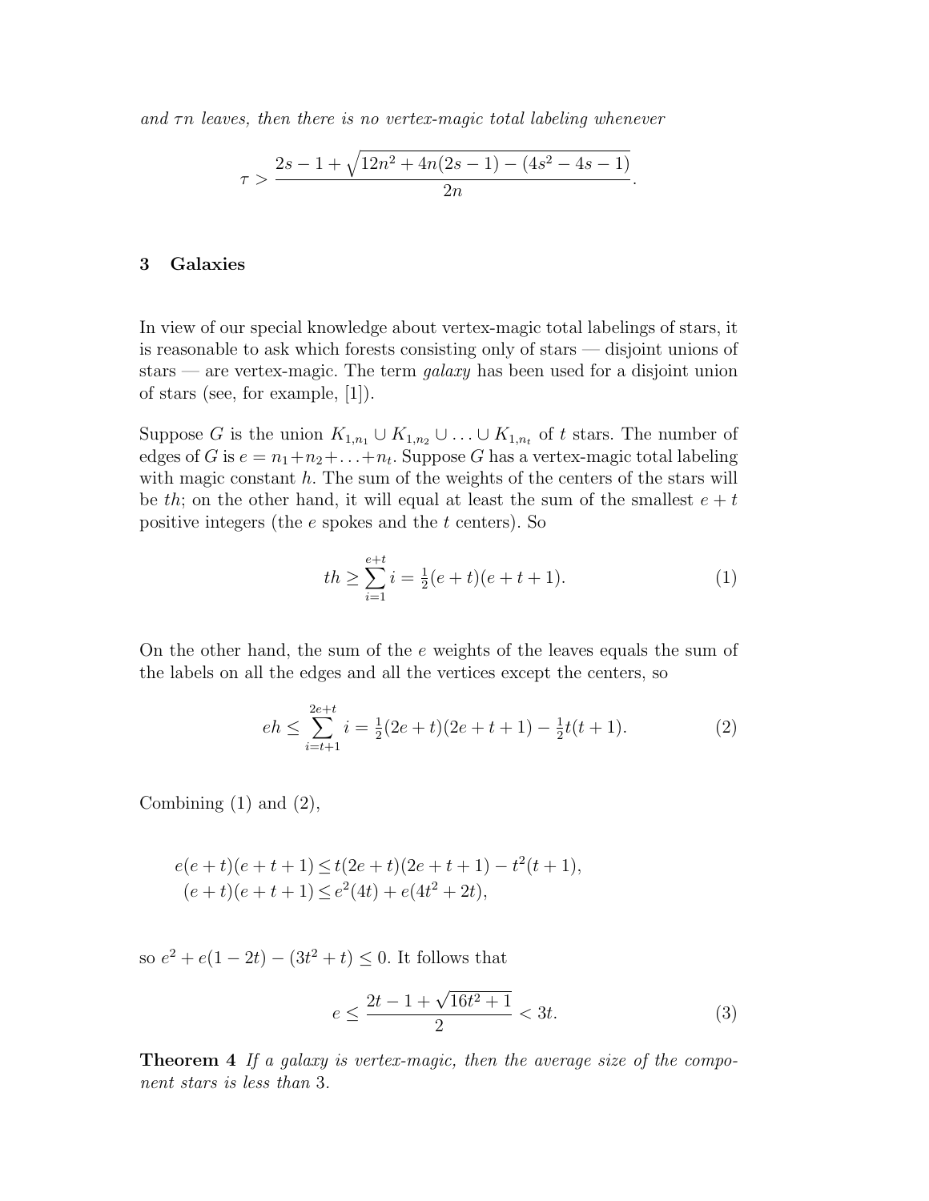*and $\tau n$ leaves, then there is no vertex-magic total labeling whenever*

$$\tau > \frac{2s-1+\sqrt{12n^2+4n(2s-1)-(4s^2-4s-1)}}{2n}.$$

## 3 Galaxies

In view of our special knowledge about vertex-magic total labelings of stars, it is reasonable to ask which forests consisting only of stars — disjoint unions of stars — are vertex-magic. The term *galaxy* has been used for a disjoint union of stars (see, for example, [1]).

Suppose $G$ is the union $K_{1,n_1} \cup K_{1,n_2} \cup \ldots \cup K_{1,n_t}$ of $t$ stars. The number of edges of $G$ is $e = n_1+n_2+\ldots+n_t$. Suppose $G$ has a vertex-magic total labeling with magic constant $h$. The sum of the weights of the centers of the stars will be $th$; on the other hand, it will equal at least the sum of the smallest $e+t$ positive integers (the $e$ spokes and the $t$ centers). So

$$th \geq \sum_{i=1}^{e+t} i = \tfrac{1}{2}(e+t)(e+t+1). \tag{1}$$

On the other hand, the sum of the $e$ weights of the leaves equals the sum of the labels on all the edges and all the vertices except the centers, so

$$eh \leq \sum_{i=t+1}^{2e+t} i = \tfrac{1}{2}(2e+t)(2e+t+1) - \tfrac{1}{2}t(t+1). \tag{2}$$

Combining (1) and (2),

$$\begin{aligned} e(e+t)(e+t+1) &\leq t(2e+t)(2e+t+1) - t^2(t+1), \\ (e+t)(e+t+1) &\leq e^2(4t) + e(4t^2+2t), \end{aligned}$$

so $e^2 + e(1-2t) - (3t^2+t) \leq 0$. It follows that

$$e \leq \frac{2t-1+\sqrt{16t^2+1}}{2} < 3t. \tag{3}$$

**Theorem 4** *If a galaxy is vertex-magic, then the average size of the component stars is less than* 3.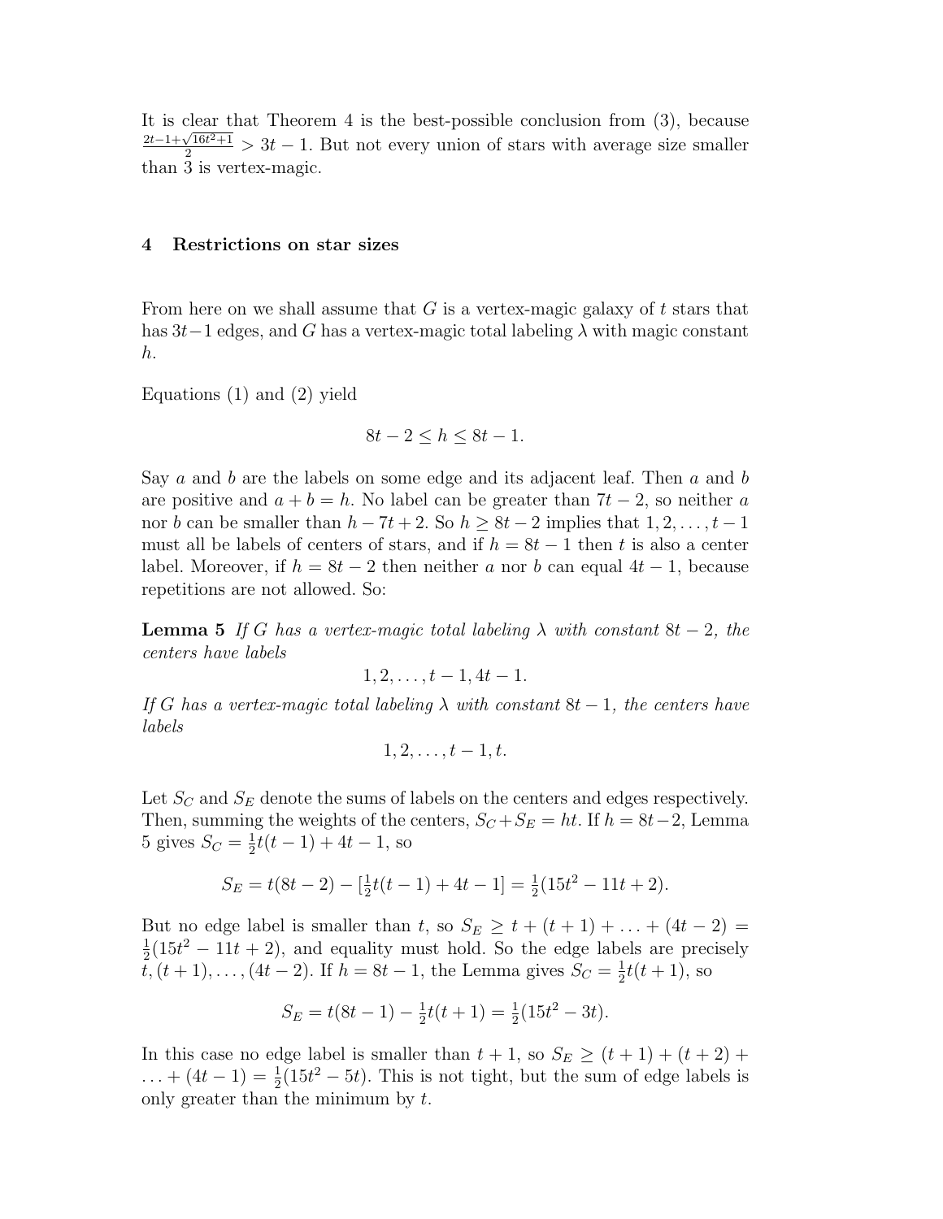It is clear that Theorem 4 is the best-possible conclusion from (3), because $\frac{2t-1+\sqrt{16t^2+1}}{2} > 3t-1$. But not every union of stars with average size smaller than 3 is vertex-magic.

## 4 Restrictions on star sizes

From here on we shall assume that $G$ is a vertex-magic galaxy of $t$ stars that has $3t-1$ edges, and $G$ has a vertex-magic total labeling $\lambda$ with magic constant $h$.

Equations (1) and (2) yield

$$8t-2 \leq h \leq 8t-1.$$

Say $a$ and $b$ are the labels on some edge and its adjacent leaf. Then $a$ and $b$ are positive and $a+b=h$. No label can be greater than $7t-2$, so neither $a$ nor $b$ can be smaller than $h-7t+2$. So $h \geq 8t-2$ implies that $1, 2, \ldots, t-1$ must all be labels of centers of stars, and if $h = 8t-1$ then $t$ is also a center label. Moreover, if $h = 8t-2$ then neither $a$ nor $b$ can equal $4t-1$, because repetitions are not allowed. So:

**Lemma 5** *If $G$ has a vertex-magic total labeling $\lambda$ with constant $8t-2$, the centers have labels*

$$1, 2, \ldots, t-1, 4t-1.$$

*If $G$ has a vertex-magic total labeling $\lambda$ with constant $8t-1$, the centers have labels*

$$1, 2, \ldots, t-1, t.$$

Let $S_C$ and $S_E$ denote the sums of labels on the centers and edges respectively. Then, summing the weights of the centers, $S_C + S_E = ht$. If $h = 8t-2$, Lemma 5 gives $S_C = \frac{1}{2}t(t-1) + 4t - 1$, so

$$S_E = t(8t-2) - [\tfrac{1}{2}t(t-1) + 4t - 1] = \tfrac{1}{2}(15t^2 - 11t + 2).$$

But no edge label is smaller than $t$, so $S_E \geq t + (t+1) + \ldots + (4t-2) = \frac{1}{2}(15t^2 - 11t + 2)$, and equality must hold. So the edge labels are precisely $t, (t+1), \ldots, (4t-2)$. If $h = 8t-1$, the Lemma gives $S_C = \frac{1}{2}t(t+1)$, so

$$S_E = t(8t-1) - \tfrac{1}{2}t(t+1) = \tfrac{1}{2}(15t^2 - 3t).$$

In this case no edge label is smaller than $t+1$, so $S_E \geq (t+1) + (t+2) + \ldots + (4t-1) = \frac{1}{2}(15t^2 - 5t)$. This is not tight, but the sum of edge labels is only greater than the minimum by $t$.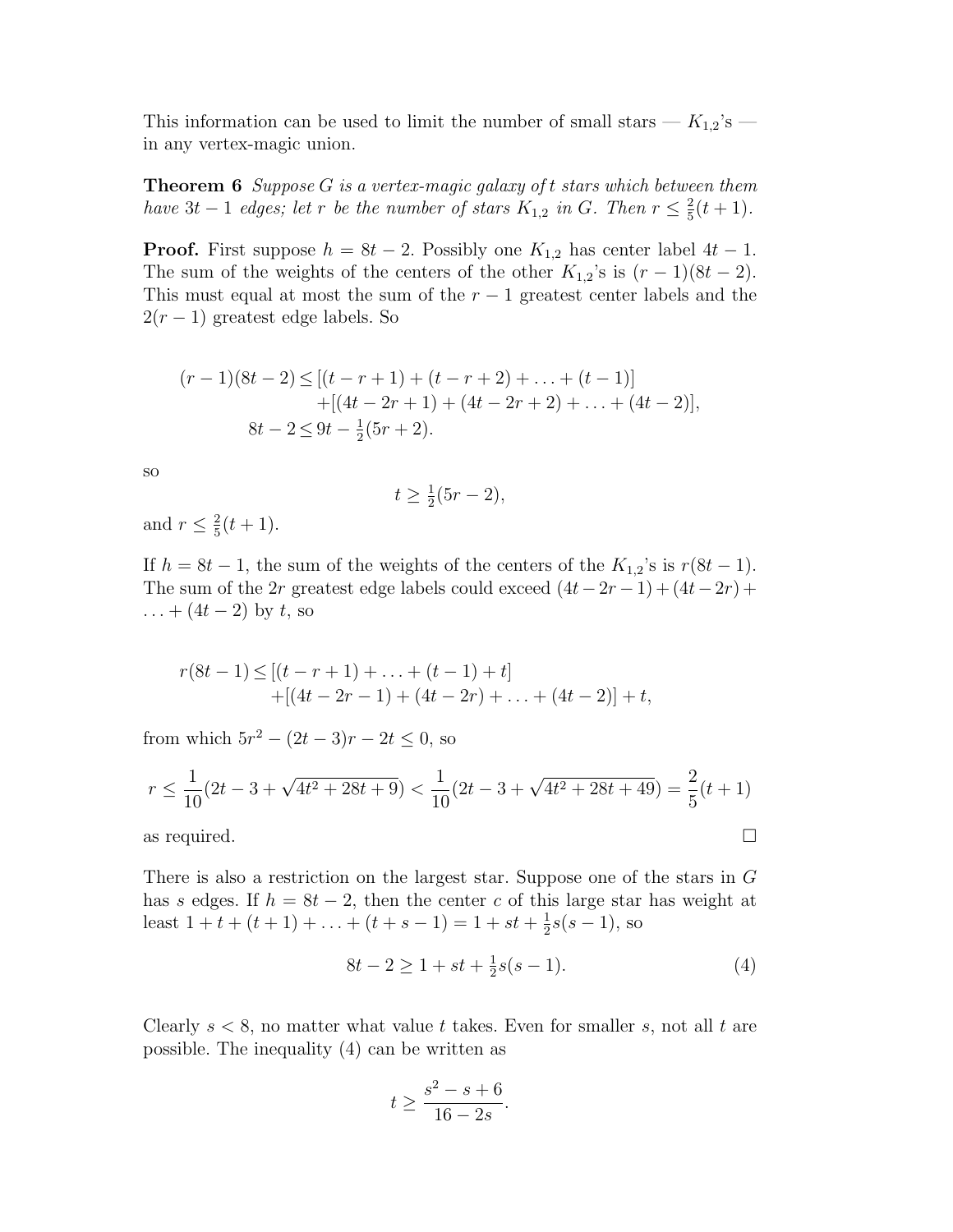This information can be used to limit the number of small stars — $K_{1,2}$'s — in any vertex-magic union.

**Theorem 6** *Suppose $G$ is a vertex-magic galaxy of $t$ stars which between them have $3t-1$ edges; let $r$ be the number of stars $K_{1,2}$ in $G$. Then $r \le \frac{2}{5}(t+1)$.*

**Proof.** First suppose $h = 8t-2$. Possibly one $K_{1,2}$ has center label $4t-1$. The sum of the weights of the centers of the other $K_{1,2}$'s is $(r-1)(8t-2)$. This must equal at most the sum of the $r-1$ greatest center labels and the $2(r-1)$ greatest edge labels. So

$$\begin{aligned}(r-1)(8t-2) \le& [(t-r+1)+(t-r+2)+\ldots+(t-1)] \\ &+[(4t-2r+1)+(4t-2r+2)+\ldots+(4t-2)], \\ 8t-2 \le& 9t - \tfrac{1}{2}(5r+2).\end{aligned}$$

so

$$t \ge \tfrac{1}{2}(5r-2),$$

and $r \le \frac{2}{5}(t+1)$.

If $h = 8t-1$, the sum of the weights of the centers of the $K_{1,2}$'s is $r(8t-1)$. The sum of the $2r$ greatest edge labels could exceed $(4t-2r-1)+(4t-2r)+\ldots+(4t-2)$ by $t$, so

$$\begin{aligned}r(8t-1) \le& [(t-r+1)+\ldots+(t-1)+t] \\ &+[(4t-2r-1)+(4t-2r)+\ldots+(4t-2)]+t,\end{aligned}$$

from which $5r^2-(2t-3)r-2t \le 0$, so

$$r \le \frac{1}{10}(2t-3+\sqrt{4t^2+28t+9}) < \frac{1}{10}(2t-3+\sqrt{4t^2+28t+49}) = \frac{2}{5}(t+1)$$

as required. □

There is also a restriction on the largest star. Suppose one of the stars in $G$ has $s$ edges. If $h = 8t-2$, then the center $c$ of this large star has weight at least $1+t+(t+1)+\ldots+(t+s-1) = 1+st+\frac{1}{2}s(s-1)$, so

$$8t-2 \ge 1+st+\tfrac{1}{2}s(s-1). \tag{4}$$

Clearly $s < 8$, no matter what value $t$ takes. Even for smaller $s$, not all $t$ are possible. The inequality (4) can be written as

$$t \ge \frac{s^2-s+6}{16-2s}.$$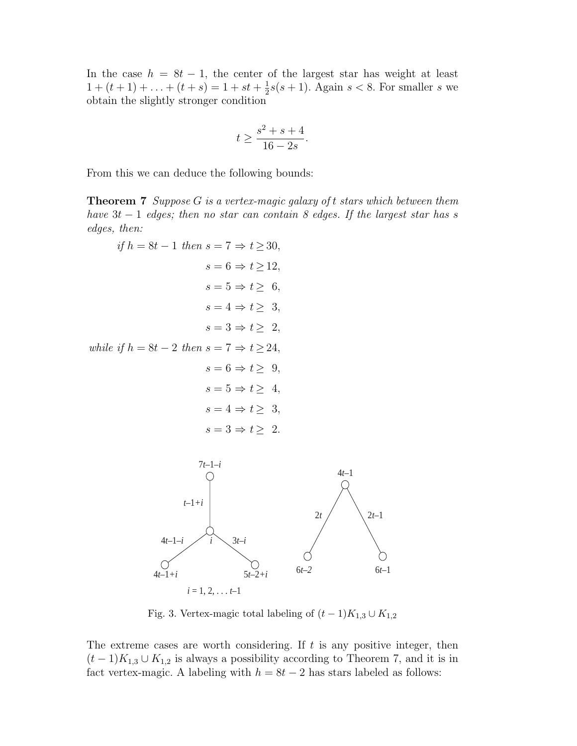In the case $h = 8t - 1$, the center of the largest star has weight at least $1 + (t+1) + \ldots + (t+s) = 1 + st + \frac{1}{2}s(s+1)$. Again $s < 8$. For smaller $s$ we obtain the slightly stronger condition

$$t \geq \frac{s^2 + s + 4}{16 - 2s}.$$

From this we can deduce the following bounds:

**Theorem 7** *Suppose $G$ is a vertex-magic galaxy of $t$ stars which between them have $3t - 1$ edges; then no star can contain 8 edges. If the largest star has $s$ edges, then:*

$$
\begin{aligned}
\textit{if } h = 8t-1 \textit{ then } s = 7 &\Rightarrow t \geq 30,\\
s = 6 &\Rightarrow t \geq 12,\\
s = 5 &\Rightarrow t \geq 6,\\
s = 4 &\Rightarrow t \geq 3,\\
s = 3 &\Rightarrow t \geq 2,\\
\textit{while if } h = 8t-2 \textit{ then } s = 7 &\Rightarrow t \geq 24,\\
s = 6 &\Rightarrow t \geq 9,\\
s = 5 &\Rightarrow t \geq 4,\\
s = 4 &\Rightarrow t \geq 3,\\
s = 3 &\Rightarrow t \geq 2.
\end{aligned}
$$

Fig. 3. Vertex-magic total labeling of $(t-1)K_{1,3} \cup K_{1,2}$

The extreme cases are worth considering. If $t$ is any positive integer, then $(t-1)K_{1,3} \cup K_{1,2}$ is always a possibility according to Theorem 7, and it is in fact vertex-magic. A labeling with $h = 8t - 2$ has stars labeled as follows: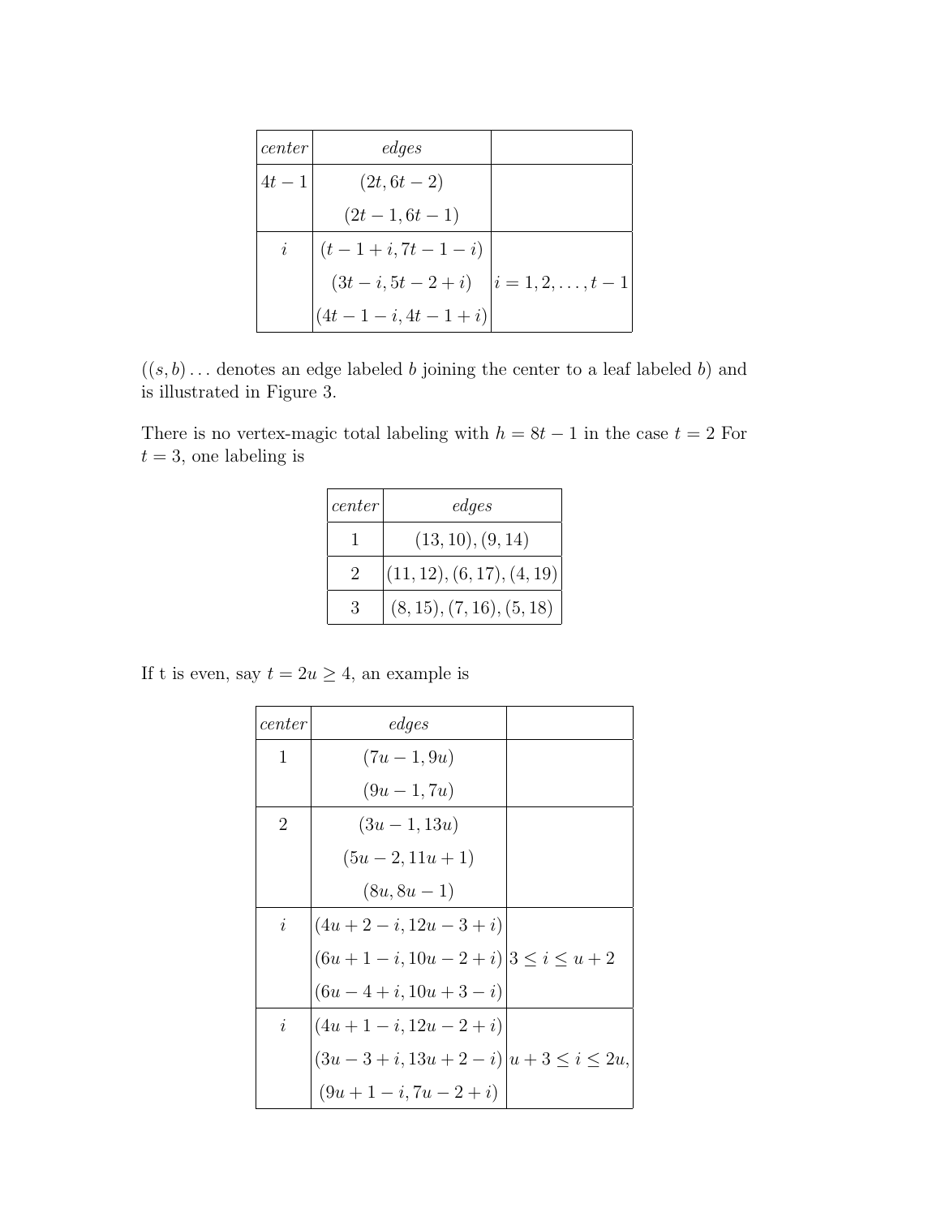| $center$ | $edges$ | |
|---|---|---|
| $4t-1$ | $(2t, 6t-2)$ | |
| | $(2t-1, 6t-1)$ | |
| $i$ | $(t-1+i, 7t-1-i)$ | |
| | $(3t-i, 5t-2+i)$ | $i = 1, 2, \ldots, t-1$ |
| | $(4t-1-i, 4t-1+i)$ | |

($(s, b) \ldots$ denotes an edge labeled $b$ joining the center to a leaf labeled $b$) and is illustrated in Figure 3.

There is no vertex-magic total labeling with $h = 8t-1$ in the case $t = 2$ For $t = 3$, one labeling is

| $center$ | $edges$ |
|---|---|
| 1 | $(13, 10), (9, 14)$ |
| 2 | $(11, 12), (6, 17), (4, 19)$ |
| 3 | $(8, 15), (7, 16), (5, 18)$ |

If t is even, say $t = 2u \geq 4$, an example is

| $center$ | $edges$ | |
|---|---|---|
| 1 | $(7u-1, 9u)$ | |
| | $(9u-1, 7u)$ | |
| 2 | $(3u-1, 13u)$ | |
| | $(5u-2, 11u+1)$ | |
| | $(8u, 8u-1)$ | |
| $i$ | $(4u+2-i, 12u-3+i)$ | |
| | $(6u+1-i, 10u-2+i)$ | $3 \leq i \leq u+2$ |
| | $(6u-4+i, 10u+3-i)$ | |
| $i$ | $(4u+1-i, 12u-2+i)$ | |
| | $(3u-3+i, 13u+2-i)$ | $u+3 \leq i \leq 2u,$ |
| | $(9u+1-i, 7u-2+i)$ | |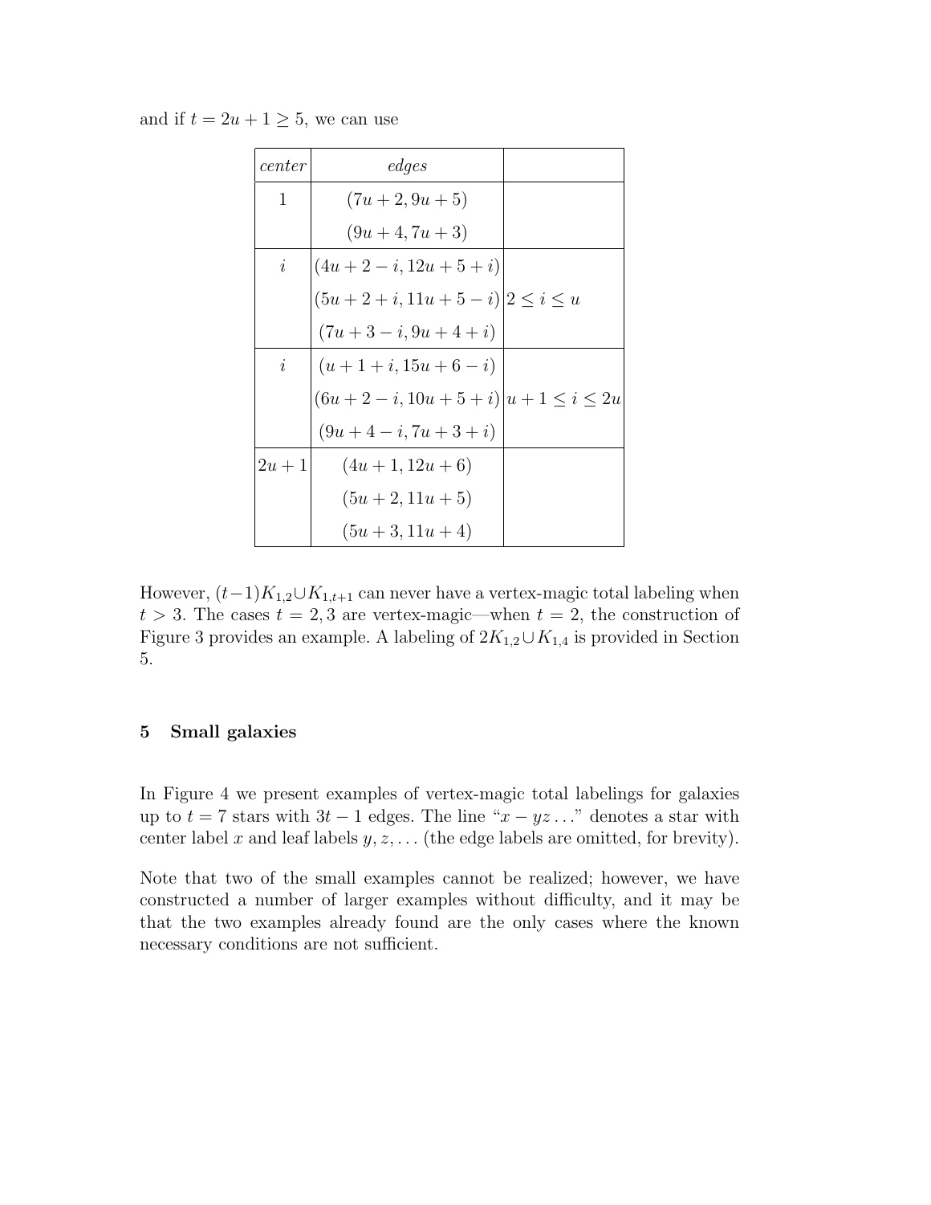and if $t = 2u + 1 \geq 5$, we can use

| *center* | *edges* | |
|---|---|---|
| 1 | $(7u+2, 9u+5)$ | |
| | $(9u+4, 7u+3)$ | |
| $i$ | $(4u+2-i, 12u+5+i)$ | |
| | $(5u+2+i, 11u+5-i)$ | $2 \leq i \leq u$ |
| | $(7u+3-i, 9u+4+i)$ | |
| $i$ | $(u+1+i, 15u+6-i)$ | |
| | $(6u+2-i, 10u+5+i)$ | $u+1 \leq i \leq 2u$ |
| | $(9u+4-i, 7u+3+i)$ | |
| $2u+1$ | $(4u+1, 12u+6)$ | |
| | $(5u+2, 11u+5)$ | |
| | $(5u+3, 11u+4)$ | |

However, $(t-1)K_{1,2} \cup K_{1,t+1}$ can never have a vertex-magic total labeling when $t > 3$. The cases $t = 2, 3$ are vertex-magic—when $t = 2$, the construction of Figure 3 provides an example. A labeling of $2K_{1,2} \cup K_{1,4}$ is provided in Section 5.

## 5 Small galaxies

In Figure 4 we present examples of vertex-magic total labelings for galaxies up to $t = 7$ stars with $3t - 1$ edges. The line "$x - yz \ldots$" denotes a star with center label $x$ and leaf labels $y, z, \ldots$ (the edge labels are omitted, for brevity).

Note that two of the small examples cannot be realized; however, we have constructed a number of larger examples without difficulty, and it may be that the two examples already found are the only cases where the known necessary conditions are not sufficient.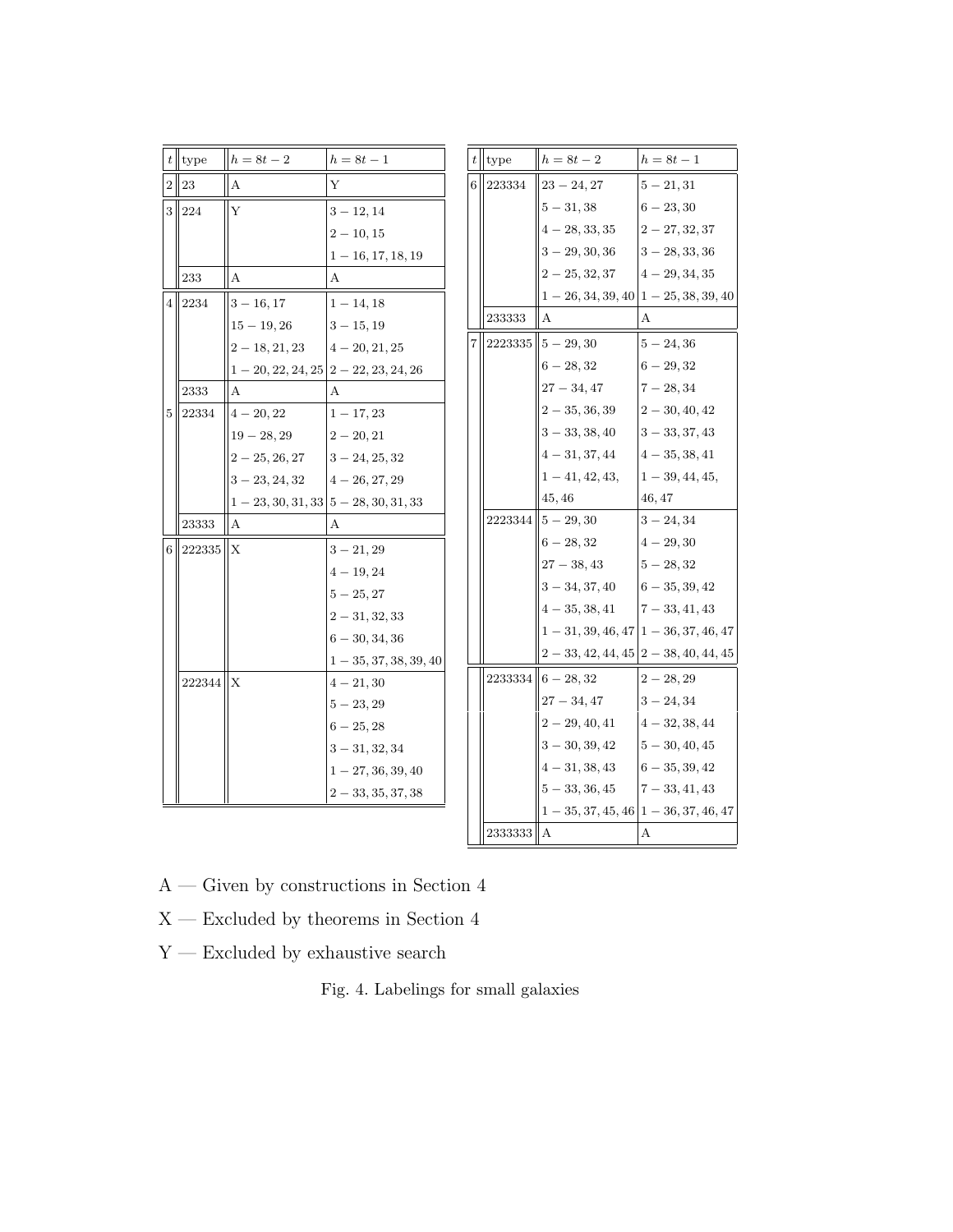| $t$ | type | $h = 8t - 2$ | $h = 8t - 1$ |
|---|---|---|---|
| 2 | 23 | A | Y |
| 3 | 224 | Y | $3 - 12, 14$ |
| | | | $2 - 10, 15$ |
| | | | $1 - 16, 17, 18, 19$ |
| | 233 | A | A |
| 4 | 2234 | $3 - 16, 17$ | $1 - 14, 18$ |
| | | $15 - 19, 26$ | $3 - 15, 19$ |
| | | $2 - 18, 21, 23$ | $4 - 20, 21, 25$ |
| | | $1 - 20, 22, 24, 25$ | $2 - 22, 23, 24, 26$ |
| | 2333 | A | A |
| 5 | 22334 | $4 - 20, 22$ | $1 - 17, 23$ |
| | | $19 - 28, 29$ | $2 - 20, 21$ |
| | | $2 - 25, 26, 27$ | $3 - 24, 25, 32$ |
| | | $3 - 23, 24, 32$ | $4 - 26, 27, 29$ |
| | | $1 - 23, 30, 31, 33$ | $5 - 28, 30, 31, 33$ |
| | 23333 | A | A |
| 6 | 222335 | X | $3 - 21, 29$ |
| | | | $4 - 19, 24$ |
| | | | $5 - 25, 27$ |
| | | | $2 - 31, 32, 33$ |
| | | | $6 - 30, 34, 36$ |
| | | | $1 - 35, 37, 38, 39, 40$ |
| | 222344 | X | $4 - 21, 30$ |
| | | | $5 - 23, 29$ |
| | | | $6 - 25, 28$ |
| | | | $3 - 31, 32, 34$ |
| | | | $1 - 27, 36, 39, 40$ |
| | | | $2 - 33, 35, 37, 38$ |

| $t$ | type | $h = 8t - 2$ | $h = 8t - 1$ |
|---|---|---|---|
| 6 | 223334 | $23 - 24, 27$ | $5 - 21, 31$ |
| | | $5 - 31, 38$ | $6 - 23, 30$ |
| | | $4 - 28, 33, 35$ | $2 - 27, 32, 37$ |
| | | $3 - 29, 30, 36$ | $3 - 28, 33, 36$ |
| | | $2 - 25, 32, 37$ | $4 - 29, 34, 35$ |
| | | $1 - 26, 34, 39, 40$ | $1 - 25, 38, 39, 40$ |
| | 233333 | A | A |
| 7 | 2223335 | $5 - 29, 30$ | $5 - 24, 36$ |
| | | $6 - 28, 32$ | $6 - 29, 32$ |
| | | $27 - 34, 47$ | $7 - 28, 34$ |
| | | $2 - 35, 36, 39$ | $2 - 30, 40, 42$ |
| | | $3 - 33, 38, 40$ | $3 - 33, 37, 43$ |
| | | $4 - 31, 37, 44$ | $4 - 35, 38, 41$ |
| | | $1 - 41, 42, 43,$ | $1 - 39, 44, 45,$ |
| | | $45, 46$ | $46, 47$ |
| | 2223344 | $5 - 29, 30$ | $3 - 24, 34$ |
| | | $6 - 28, 32$ | $4 - 29, 30$ |
| | | $27 - 38, 43$ | $5 - 28, 32$ |
| | | $3 - 34, 37, 40$ | $6 - 35, 39, 42$ |
| | | $4 - 35, 38, 41$ | $7 - 33, 41, 43$ |
| | | $1 - 31, 39, 46, 47$ | $1 - 36, 37, 46, 47$ |
| | | $2 - 33, 42, 44, 45$ | $2 - 38, 40, 44, 45$ |
| | 2233334 | $6 - 28, 32$ | $2 - 28, 29$ |
| | | $27 - 34, 47$ | $3 - 24, 34$ |
| | | $2 - 29, 40, 41$ | $4 - 32, 38, 44$ |
| | | $3 - 30, 39, 42$ | $5 - 30, 40, 45$ |
| | | $4 - 31, 38, 43$ | $6 - 35, 39, 42$ |
| | | $5 - 33, 36, 45$ | $7 - 33, 41, 43$ |
| | | $1 - 35, 37, 45, 46$ | $1 - 36, 37, 46, 47$ |
| | 2333333 | A | A |

A — Given by constructions in Section 4

X — Excluded by theorems in Section 4

Y — Excluded by exhaustive search

Fig. 4. Labelings for small galaxies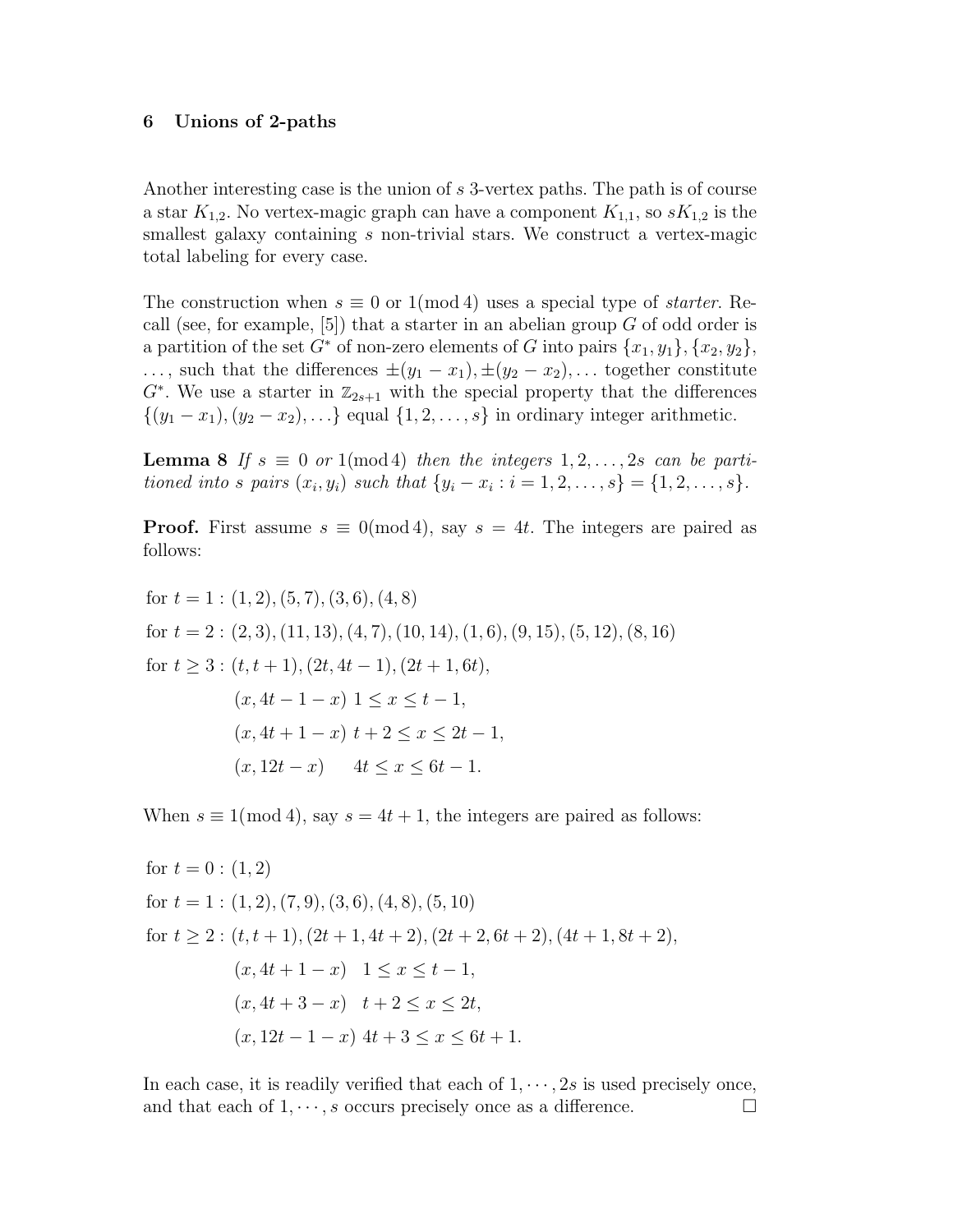## 6 Unions of 2-paths

Another interesting case is the union of $s$ 3-vertex paths. The path is of course a star $K_{1,2}$. No vertex-magic graph can have a component $K_{1,1}$, so $sK_{1,2}$ is the smallest galaxy containing $s$ non-trivial stars. We construct a vertex-magic total labeling for every case.

The construction when $s \equiv 0$ or $1 (\bmod 4)$ uses a special type of *starter*. Recall (see, for example, [5]) that a starter in an abelian group $G$ of odd order is a partition of the set $G^*$ of non-zero elements of $G$ into pairs $\{x_1, y_1\}, \{x_2, y_2\}, \ldots$, such that the differences $\pm(y_1 - x_1), \pm(y_2 - x_2), \ldots$ together constitute $G^*$. We use a starter in $\mathbb{Z}_{2s+1}$ with the special property that the differences $\{(y_1 - x_1), (y_2 - x_2), \ldots\}$ equal $\{1, 2, \ldots, s\}$ in ordinary integer arithmetic.

**Lemma 8** *If $s \equiv 0$ or $1 (\bmod 4)$ then the integers $1, 2, \ldots, 2s$ can be partitioned into $s$ pairs $(x_i, y_i)$ such that $\{y_i - x_i : i = 1, 2, \ldots, s\} = \{1, 2, \ldots, s\}$.*

**Proof.** First assume $s \equiv 0 (\bmod 4)$, say $s = 4t$. The integers are paired as follows:

$$
\begin{aligned}
&\text{for } t = 1 : (1, 2), (5, 7), (3, 6), (4, 8) \\
&\text{for } t = 2 : (2, 3), (11, 13), (4, 7), (10, 14), (1, 6), (9, 15), (5, 12), (8, 16) \\
&\text{for } t \geq 3 : (t, t + 1), (2t, 4t - 1), (2t + 1, 6t), \\
&\qquad\qquad (x, 4t - 1 - x) \ 1 \leq x \leq t - 1, \\
&\qquad\qquad (x, 4t + 1 - x) \ t + 2 \leq x \leq 2t - 1, \\
&\qquad\qquad (x, 12t - x) \qquad 4t \leq x \leq 6t - 1.
\end{aligned}
$$

When $s \equiv 1 (\bmod 4)$, say $s = 4t + 1$, the integers are paired as follows:

$$
\begin{aligned}
&\text{for } t = 0 : (1, 2) \\
&\text{for } t = 1 : (1, 2), (7, 9), (3, 6), (4, 8), (5, 10) \\
&\text{for } t \geq 2 : (t, t + 1), (2t + 1, 4t + 2), (2t + 2, 6t + 2), (4t + 1, 8t + 2), \\
&\qquad\qquad (x, 4t + 1 - x) \quad 1 \leq x \leq t - 1, \\
&\qquad\qquad (x, 4t + 3 - x) \quad t + 2 \leq x \leq 2t, \\
&\qquad\qquad (x, 12t - 1 - x) \ 4t + 3 \leq x \leq 6t + 1.
\end{aligned}
$$

In each case, it is readily verified that each of $1, \cdots, 2s$ is used precisely once, and that each of $1, \cdots, s$ occurs precisely once as a difference. $\square$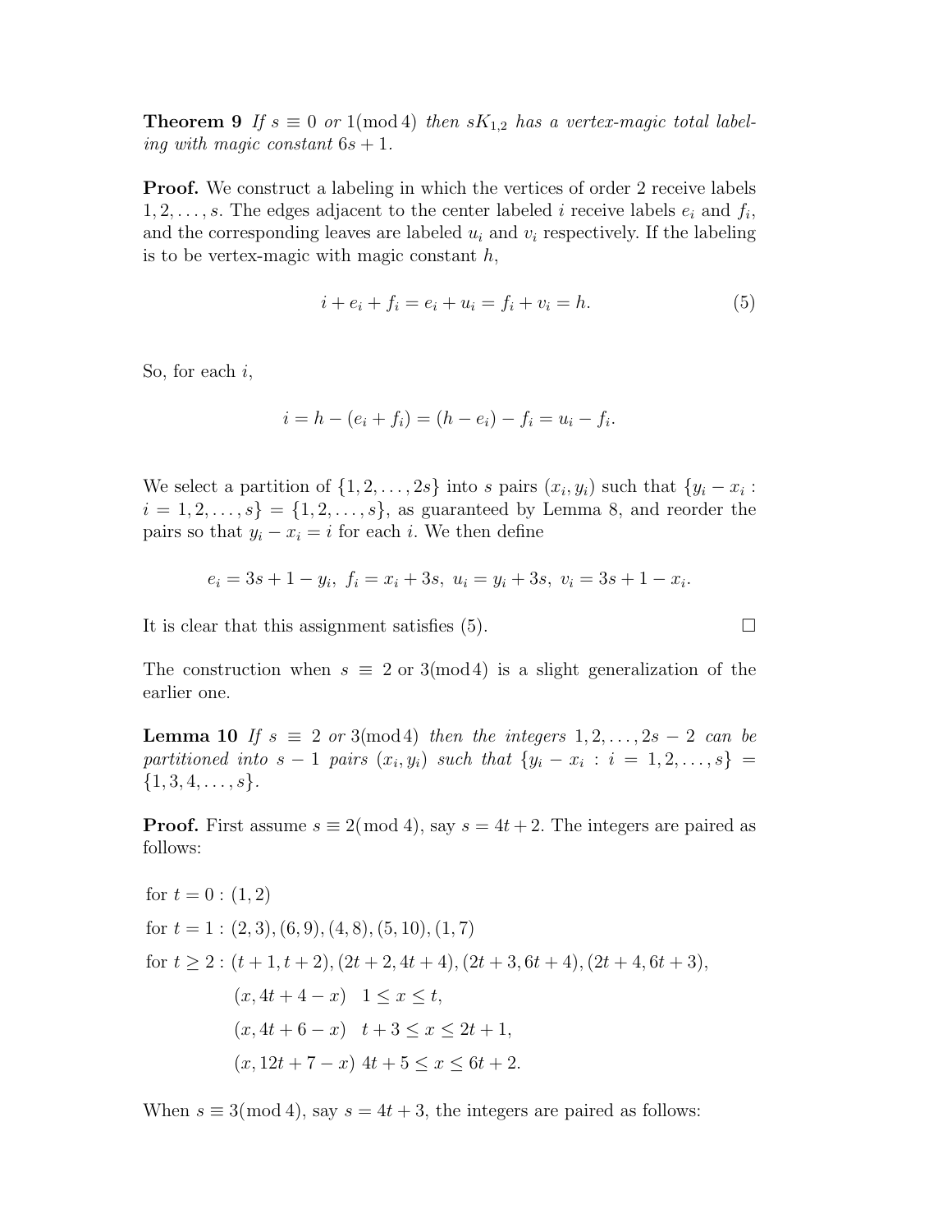**Theorem 9** *If $s \equiv 0$ or $1 (\mathrm{mod}\, 4)$ then $sK_{1,2}$ has a vertex-magic total labeling with magic constant $6s+1$.*

**Proof.** We construct a labeling in which the vertices of order 2 receive labels $1, 2, \ldots, s$. The edges adjacent to the center labeled $i$ receive labels $e_i$ and $f_i$, and the corresponding leaves are labeled $u_i$ and $v_i$ respectively. If the labeling is to be vertex-magic with magic constant $h$,

$$i + e_i + f_i = e_i + u_i = f_i + v_i = h. \tag{5}$$

So, for each $i$,

$$i = h - (e_i + f_i) = (h - e_i) - f_i = u_i - f_i.$$

We select a partition of $\{1, 2, \ldots, 2s\}$ into $s$ pairs $(x_i, y_i)$ such that $\{y_i - x_i : i = 1, 2, \ldots, s\} = \{1, 2, \ldots, s\}$, as guaranteed by Lemma 8, and reorder the pairs so that $y_i - x_i = i$ for each $i$. We then define

$$e_i = 3s + 1 - y_i,\ f_i = x_i + 3s,\ u_i = y_i + 3s,\ v_i = 3s + 1 - x_i.$$

It is clear that this assignment satisfies (5). $\square$

The construction when $s \equiv 2$ or $3(\mathrm{mod}\, 4)$ is a slight generalization of the earlier one.

**Lemma 10** *If $s \equiv 2$ or $3(\mathrm{mod}\, 4)$ then the integers $1, 2, \ldots, 2s-2$ can be partitioned into $s-1$ pairs $(x_i, y_i)$ such that $\{y_i - x_i : i = 1, 2, \ldots, s\} = \{1, 3, 4, \ldots, s\}$.*

**Proof.** First assume $s \equiv 2(\mathrm{mod}\, 4)$, say $s = 4t + 2$. The integers are paired as follows:

for $t = 0 : (1, 2)$

for $t = 1 : (2, 3), (6, 9), (4, 8), (5, 10), (1, 7)$

for $t \geq 2 : (t+1, t+2), (2t+2, 4t+4), (2t+3, 6t+4), (2t+4, 6t+3),$

$(x, 4t + 4 - x) \quad 1 \leq x \leq t,$

$(x, 4t + 6 - x) \quad t + 3 \leq x \leq 2t + 1,$

$(x, 12t + 7 - x) \quad 4t + 5 \leq x \leq 6t + 2.$

When $s \equiv 3(\mathrm{mod}\, 4)$, say $s = 4t + 3$, the integers are paired as follows: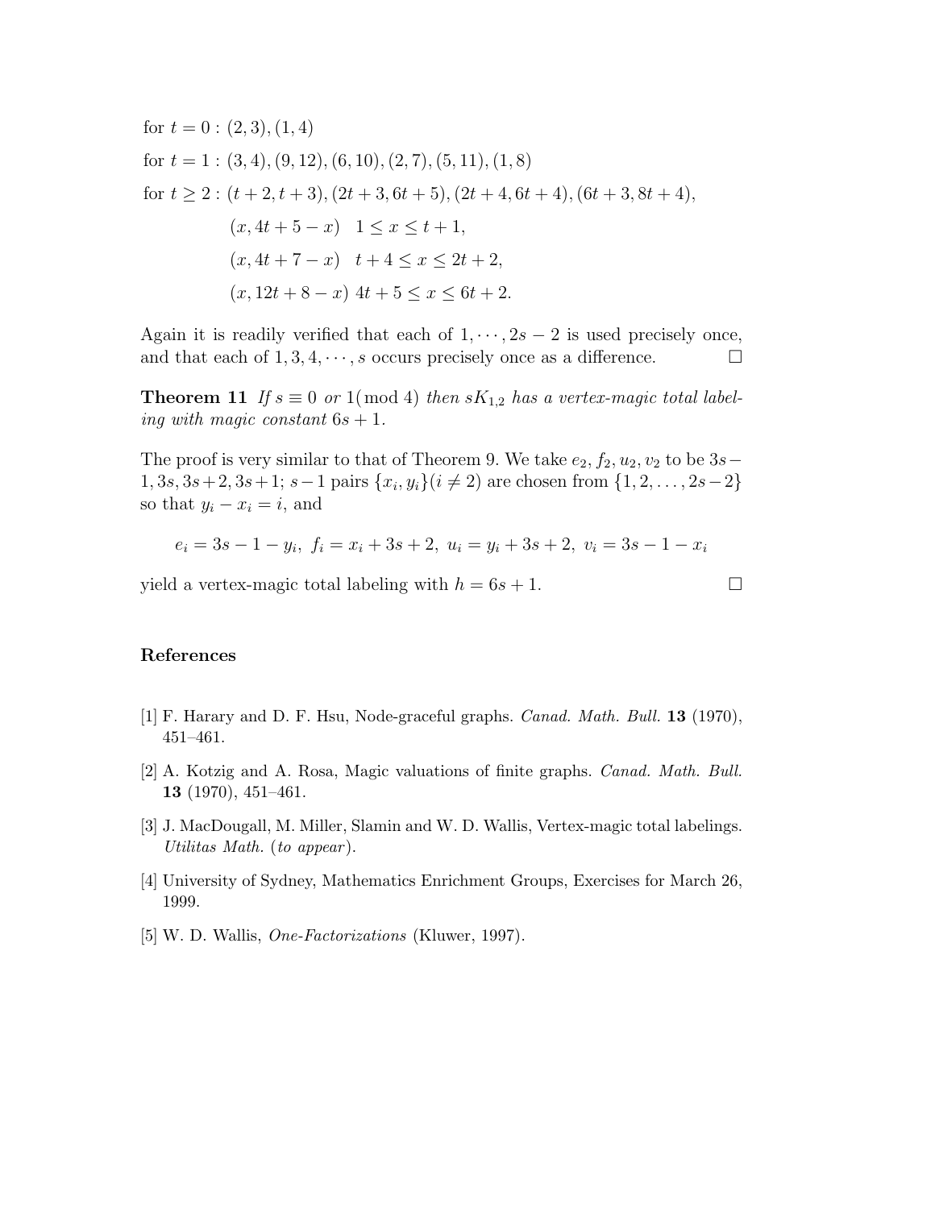for $t = 0$ : $(2,3), (1,4)$

for $t = 1$ : $(3,4), (9,12), (6,10), (2,7), (5,11), (1,8)$

for $t \geq 2$ : $(t+2, t+3), (2t+3, 6t+5), (2t+4, 6t+4), (6t+3, 8t+4)$,

$$(x, 4t+5-x) \quad 1 \leq x \leq t+1,$$

$$(x, 4t+7-x) \quad t+4 \leq x \leq 2t+2,$$

$$(x, 12t+8-x) \; 4t+5 \leq x \leq 6t+2.$$

Again it is readily verified that each of $1, \cdots, 2s-2$ is used precisely once, and that each of $1, 3, 4, \cdots, s$ occurs precisely once as a difference. □

**Theorem 11** *If $s \equiv 0$ or $1 (\bmod 4)$ then $sK_{1,2}$ has a vertex-magic total labeling with magic constant $6s+1$.*

The proof is very similar to that of Theorem 9. We take $e_2, f_2, u_2, v_2$ to be $3s-1, 3s, 3s+2, 3s+1$; $s-1$ pairs $\{x_i, y_i\} (i \neq 2)$ are chosen from $\{1, 2, \ldots, 2s-2\}$ so that $y_i - x_i = i$, and

$$e_i = 3s - 1 - y_i, \; f_i = x_i + 3s + 2, \; u_i = y_i + 3s + 2, \; v_i = 3s - 1 - x_i$$

yield a vertex-magic total labeling with $h = 6s + 1$. □

## References

[1] F. Harary and D. F. Hsu, Node-graceful graphs. *Canad. Math. Bull.* **13** (1970), 451–461.

[2] A. Kotzig and A. Rosa, Magic valuations of finite graphs. *Canad. Math. Bull.* **13** (1970), 451–461.

[3] J. MacDougall, M. Miller, Slamin and W. D. Wallis, Vertex-magic total labelings. *Utilitas Math.* (*to appear*).

[4] University of Sydney, Mathematics Enrichment Groups, Exercises for March 26, 1999.

[5] W. D. Wallis, *One-Factorizations* (Kluwer, 1997).